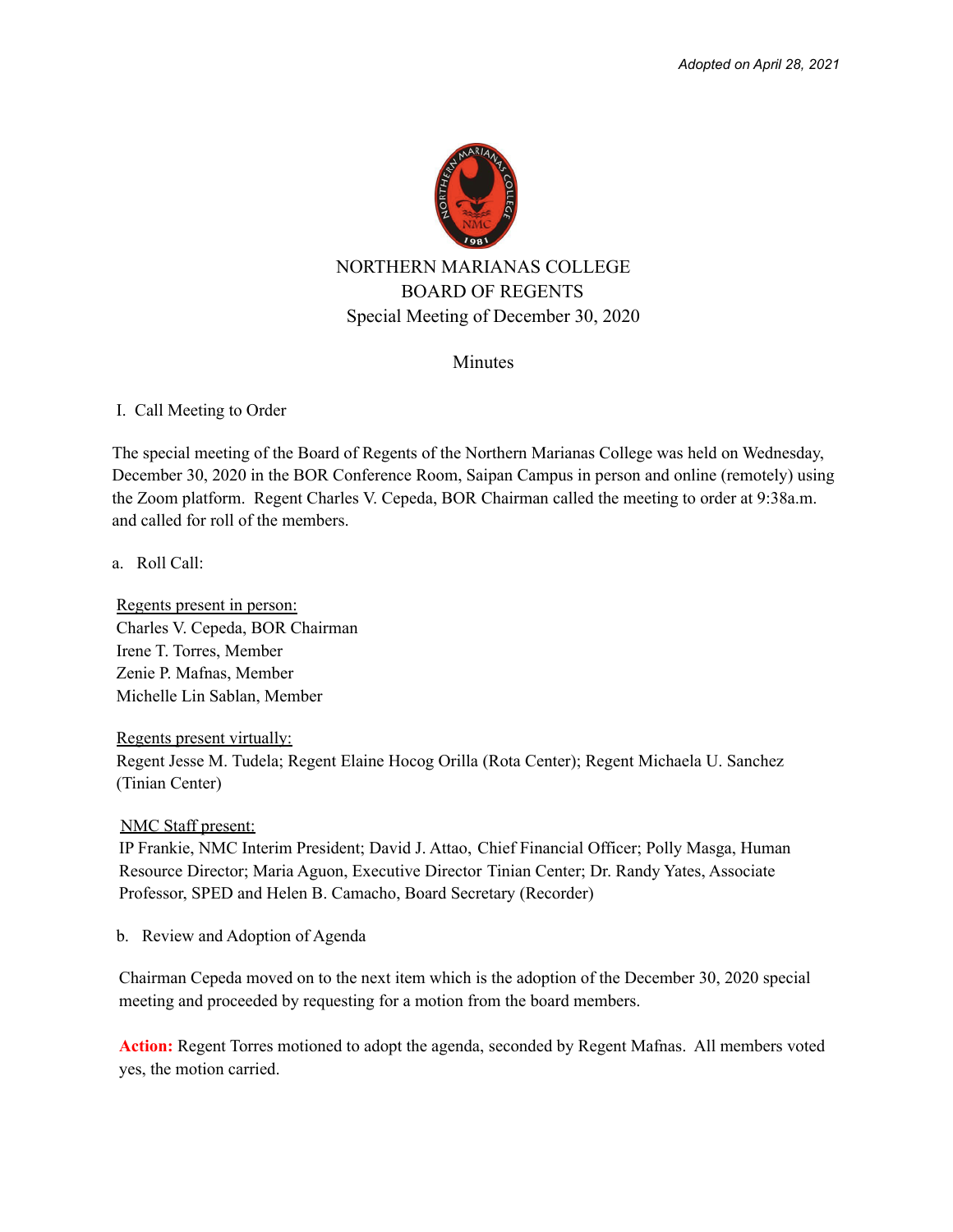*Adopted on April 28, 2021*

# NORTHERN MARIANAS COLLEGE
## BOARD OF REGENTS
### Special Meeting of December 30, 2020

### Minutes

I. Call Meeting to Order

The special meeting of the Board of Regents of the Northern Marianas College was held on Wednesday, December 30, 2020 in the BOR Conference Room, Saipan Campus in person and online (remotely) using the Zoom platform. Regent Charles V. Cepeda, BOR Chairman called the meeting to order at 9:38a.m. and called for roll of the members.

a. Roll Call:

Regents present in person:
Charles V. Cepeda, BOR Chairman
Irene T. Torres, Member
Zenie P. Mafnas, Member
Michelle Lin Sablan, Member

Regents present virtually:
Regent Jesse M. Tudela; Regent Elaine Hocog Orilla (Rota Center); Regent Michaela U. Sanchez (Tinian Center)

NMC Staff present:
IP Frankie, NMC Interim President; David J. Attao, Chief Financial Officer; Polly Masga, Human Resource Director; Maria Aguon, Executive Director Tinian Center; Dr. Randy Yates, Associate Professor, SPED and Helen B. Camacho, Board Secretary (Recorder)

b. Review and Adoption of Agenda

Chairman Cepeda moved on to the next item which is the adoption of the December 30, 2020 special meeting and proceeded by requesting for a motion from the board members.

**Action:** Regent Torres motioned to adopt the agenda, seconded by Regent Mafnas. All members voted yes, the motion carried.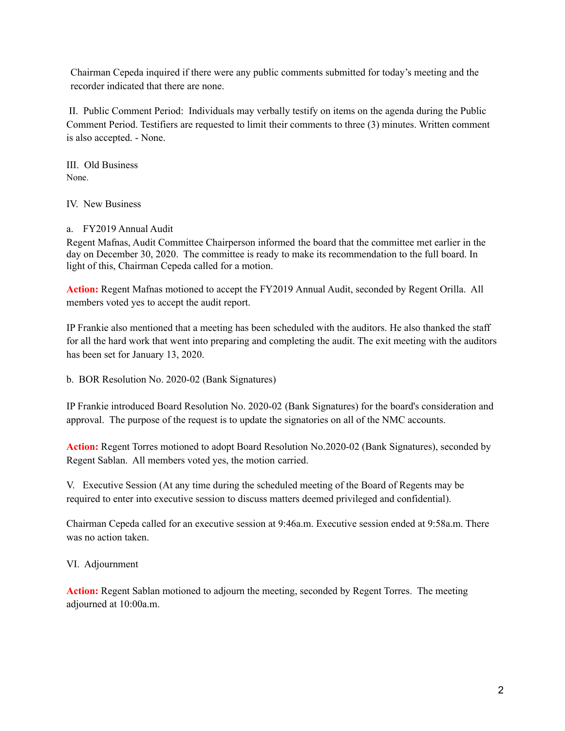Chairman Cepeda inquired if there were any public comments submitted for today's meeting and the recorder indicated that there are none.

II. Public Comment Period: Individuals may verbally testify on items on the agenda during the Public Comment Period. Testifiers are requested to limit their comments to three (3) minutes. Written comment is also accepted. - None.

III. Old Business
None.

IV. New Business

a. FY2019 Annual Audit
Regent Mafnas, Audit Committee Chairperson informed the board that the committee met earlier in the day on December 30, 2020. The committee is ready to make its recommendation to the full board. In light of this, Chairman Cepeda called for a motion.

**Action:** Regent Mafnas motioned to accept the FY2019 Annual Audit, seconded by Regent Orilla. All members voted yes to accept the audit report.

IP Frankie also mentioned that a meeting has been scheduled with the auditors. He also thanked the staff for all the hard work that went into preparing and completing the audit. The exit meeting with the auditors has been set for January 13, 2020.

b. BOR Resolution No. 2020-02 (Bank Signatures)

IP Frankie introduced Board Resolution No. 2020-02 (Bank Signatures) for the board's consideration and approval. The purpose of the request is to update the signatories on all of the NMC accounts.

**Action:** Regent Torres motioned to adopt Board Resolution No.2020-02 (Bank Signatures), seconded by Regent Sablan. All members voted yes, the motion carried.

V. Executive Session (At any time during the scheduled meeting of the Board of Regents may be required to enter into executive session to discuss matters deemed privileged and confidential).

Chairman Cepeda called for an executive session at 9:46a.m. Executive session ended at 9:58a.m. There was no action taken.

VI. Adjournment

**Action:** Regent Sablan motioned to adjourn the meeting, seconded by Regent Torres. The meeting adjourned at 10:00a.m.